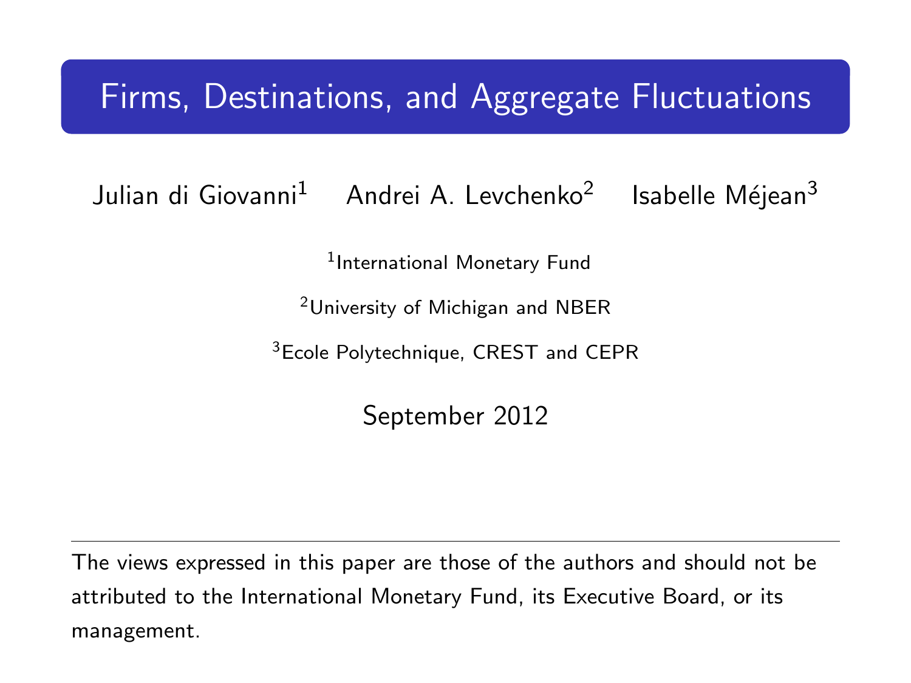# Firms, Destinations, and Aggregate Fluctuations

Julian di Giovanni[1] Andrei A. Levchenko[2] Isabelle Méjean[3]

[1]International Monetary Fund

[2]University of Michigan and NBER

[3]Ecole Polytechnique, CREST and CEPR

September 2012

---

The views expressed in this paper are those of the authors and should not be attributed to the International Monetary Fund, its Executive Board, or its management.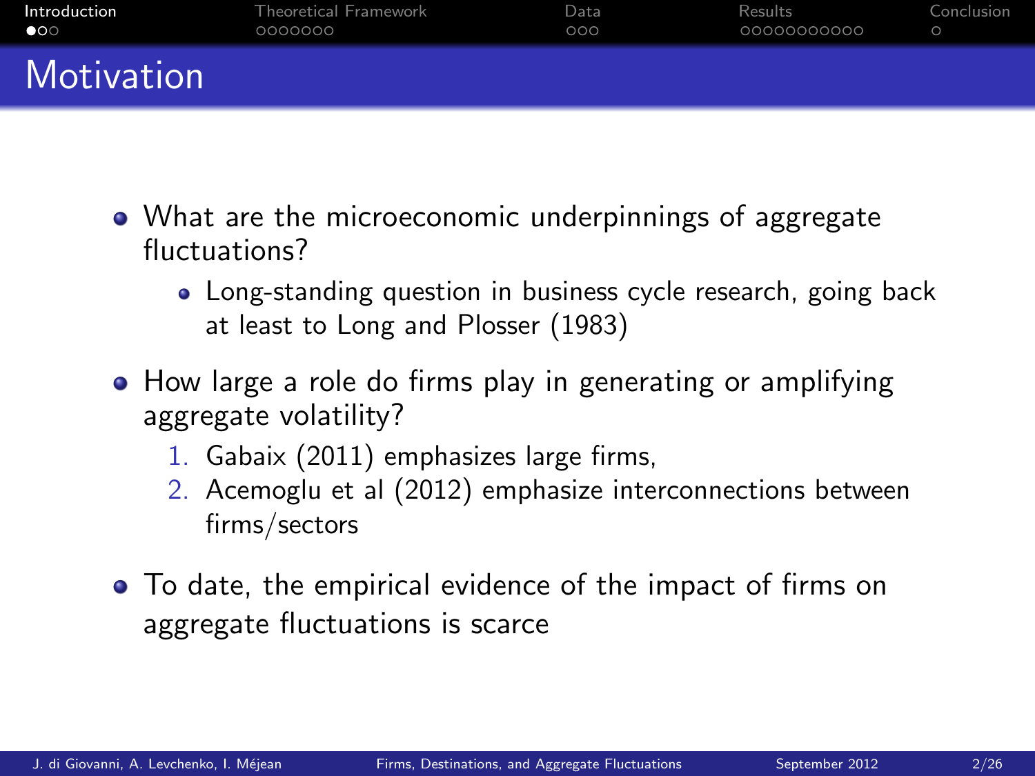# Motivation

- What are the microeconomic underpinnings of aggregate fluctuations?
  - Long-standing question in business cycle research, going back at least to Long and Plosser (1983)
- How large a role do firms play in generating or amplifying aggregate volatility?
  1. Gabaix (2011) emphasizes large firms,
  2. Acemoglu et al (2012) emphasize interconnections between firms/sectors
- To date, the empirical evidence of the impact of firms on aggregate fluctuations is scarce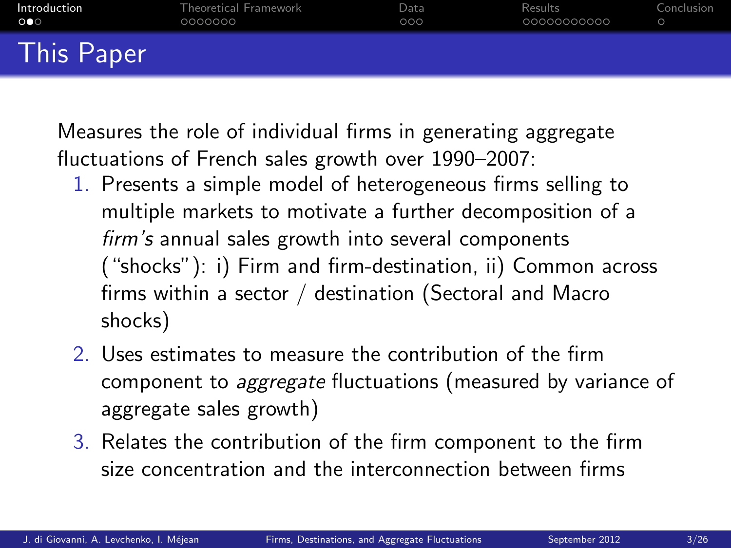# This Paper

Measures the role of individual firms in generating aggregate fluctuations of French sales growth over 1990–2007:

1. Presents a simple model of heterogeneous firms selling to multiple markets to motivate a further decomposition of a *firm's* annual sales growth into several components ("shocks"): i) Firm and firm-destination, ii) Common across firms within a sector / destination (Sectoral and Macro shocks)
2. Uses estimates to measure the contribution of the firm component to *aggregate* fluctuations (measured by variance of aggregate sales growth)
3. Relates the contribution of the firm component to the firm size concentration and the interconnection between firms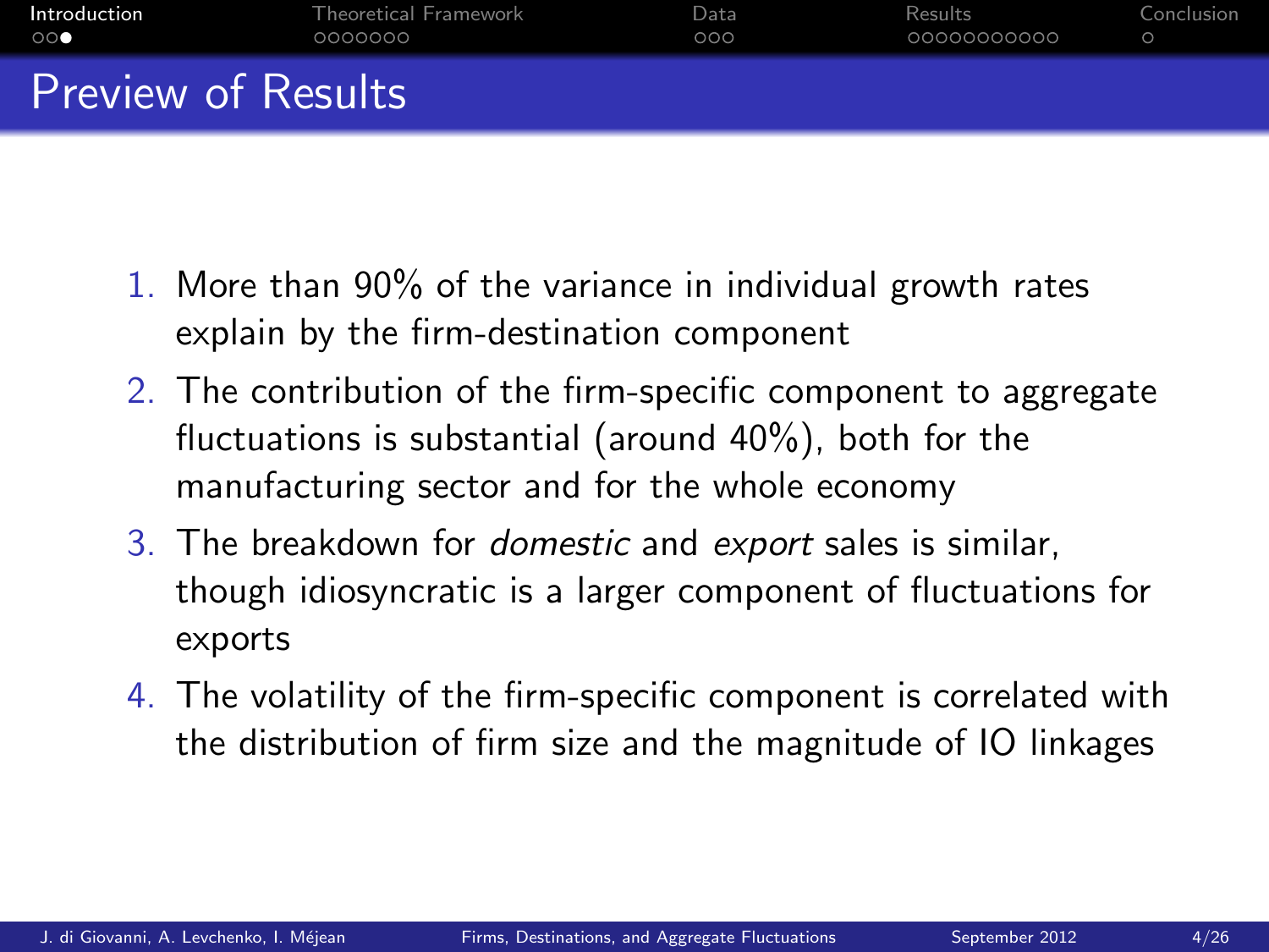# Preview of Results

1. More than 90% of the variance in individual growth rates explain by the firm-destination component
2. The contribution of the firm-specific component to aggregate fluctuations is substantial (around 40%), both for the manufacturing sector and for the whole economy
3. The breakdown for *domestic* and *export* sales is similar, though idiosyncratic is a larger component of fluctuations for exports
4. The volatility of the firm-specific component is correlated with the distribution of firm size and the magnitude of IO linkages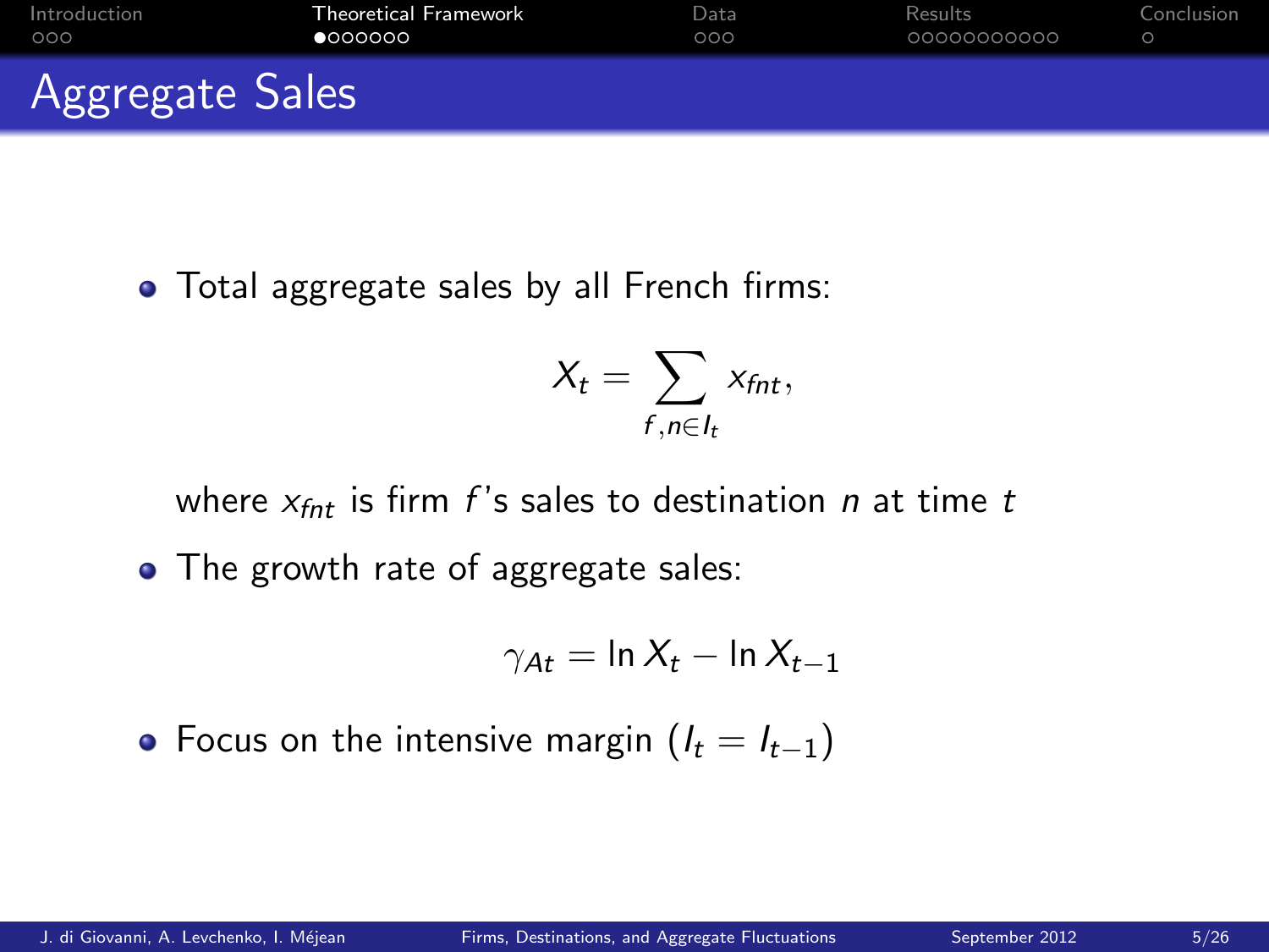## Aggregate Sales

- Total aggregate sales by all French firms:

$$X_t = \sum_{f,n \in I_t} x_{fnt},$$

where $x_{fnt}$ is firm $f$'s sales to destination $n$ at time $t$

- The growth rate of aggregate sales:

$$\gamma_{At} = \ln X_t - \ln X_{t-1}$$

- Focus on the intensive margin ($I_t = I_{t-1}$)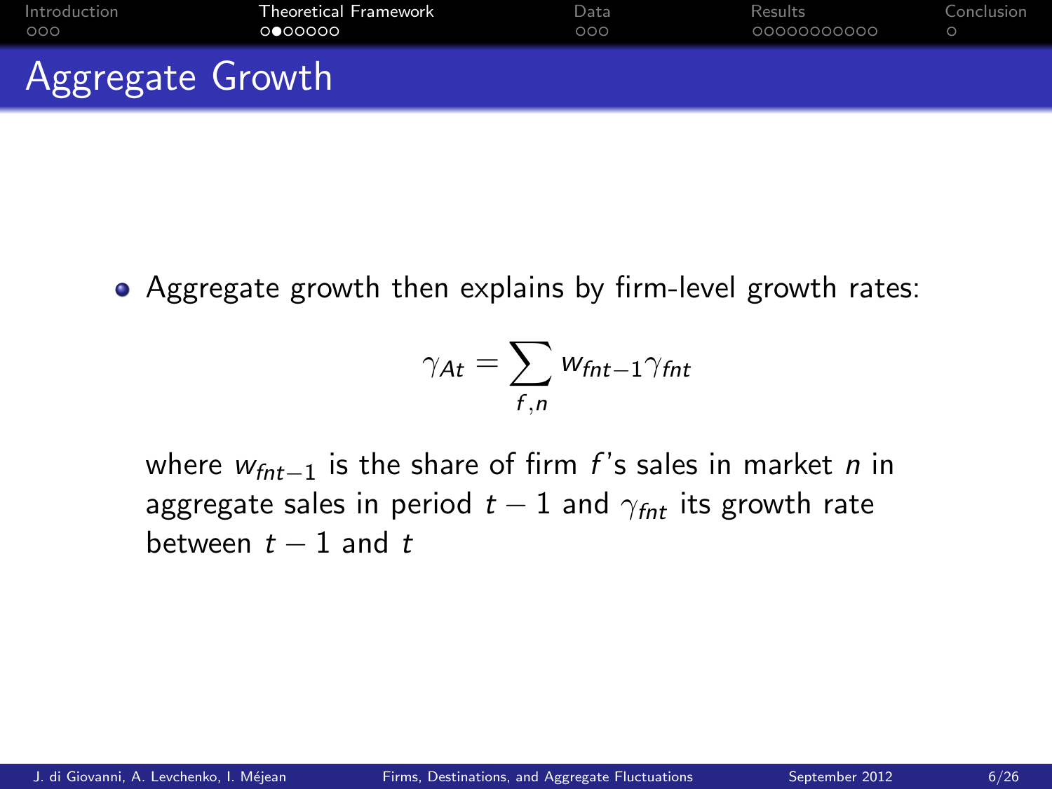# Aggregate Growth

- Aggregate growth then explains by firm-level growth rates:

$$\gamma_{At} = \sum_{f,n} w_{fnt-1} \gamma_{fnt}$$

where $w_{fnt-1}$ is the share of firm $f$'s sales in market $n$ in aggregate sales in period $t-1$ and $\gamma_{fnt}$ its growth rate between $t-1$ and $t$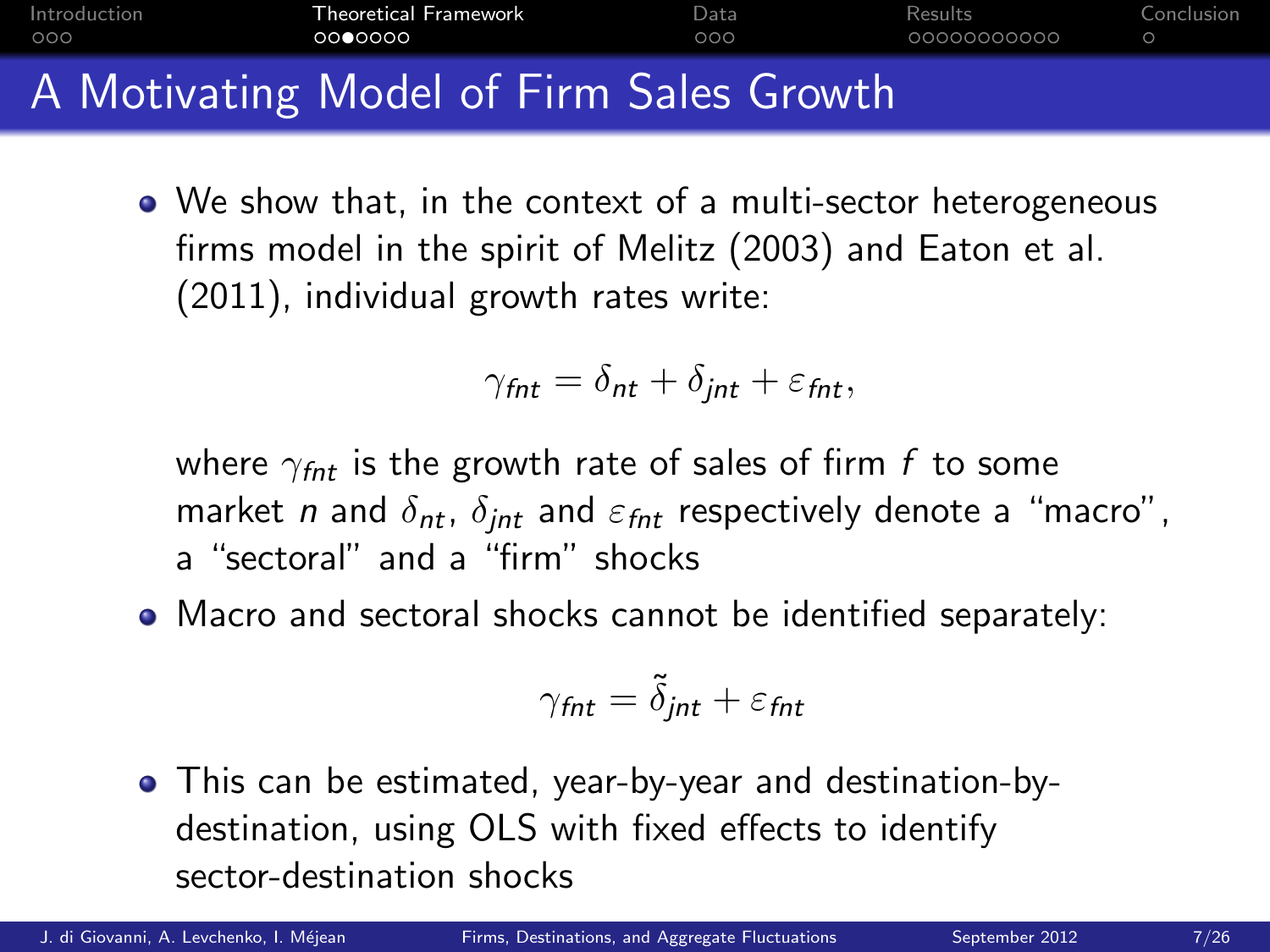# A Motivating Model of Firm Sales Growth

- We show that, in the context of a multi-sector heterogeneous firms model in the spirit of Melitz (2003) and Eaton et al. (2011), individual growth rates write:

$$\gamma_{fnt} = \delta_{nt} + \delta_{jnt} + \varepsilon_{fnt},$$

  where $\gamma_{fnt}$ is the growth rate of sales of firm $f$ to some market $n$ and $\delta_{nt}$, $\delta_{jnt}$ and $\varepsilon_{fnt}$ respectively denote a "macro", a "sectoral" and a "firm" shocks

- Macro and sectoral shocks cannot be identified separately:

$$\gamma_{fnt} = \tilde{\delta}_{jnt} + \varepsilon_{fnt}$$

- This can be estimated, year-by-year and destination-by-destination, using OLS with fixed effects to identify sector-destination shocks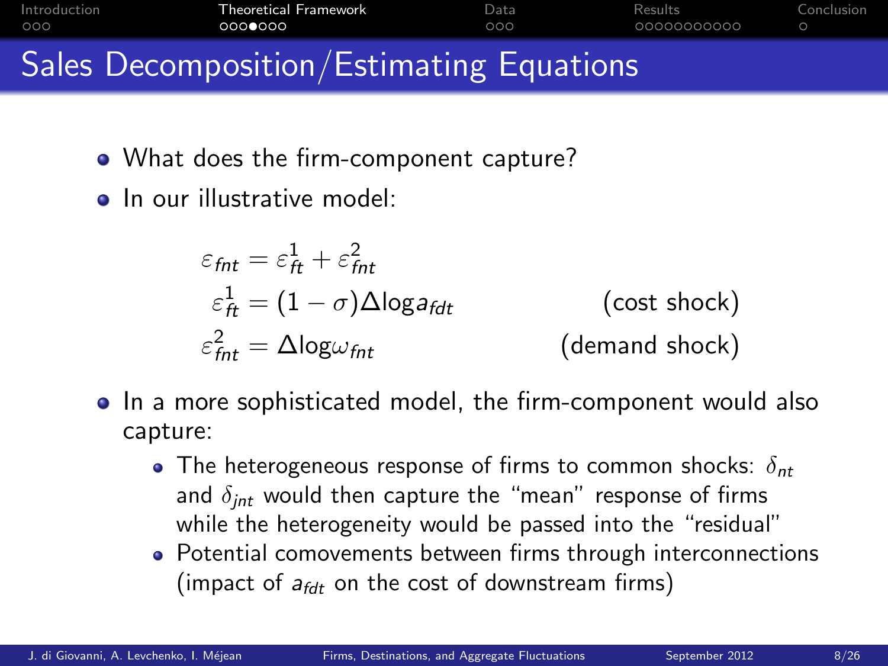# Sales Decomposition/Estimating Equations

- What does the firm-component capture?
- In our illustrative model:

$$
\begin{aligned}
\varepsilon_{fnt} &= \varepsilon^1_{ft} + \varepsilon^2_{fnt} \\
\varepsilon^1_{ft} &= (1-\sigma)\Delta\log a_{fdt} && \text{(cost shock)} \\
\varepsilon^2_{fnt} &= \Delta\log\omega_{fnt} && \text{(demand shock)}
\end{aligned}
$$

- In a more sophisticated model, the firm-component would also capture:
  - The heterogeneous response of firms to common shocks: $\delta_{nt}$ and $\delta_{jnt}$ would then capture the "mean" response of firms while the heterogeneity would be passed into the "residual"
  - Potential comovements between firms through interconnections (impact of $a_{fdt}$ on the cost of downstream firms)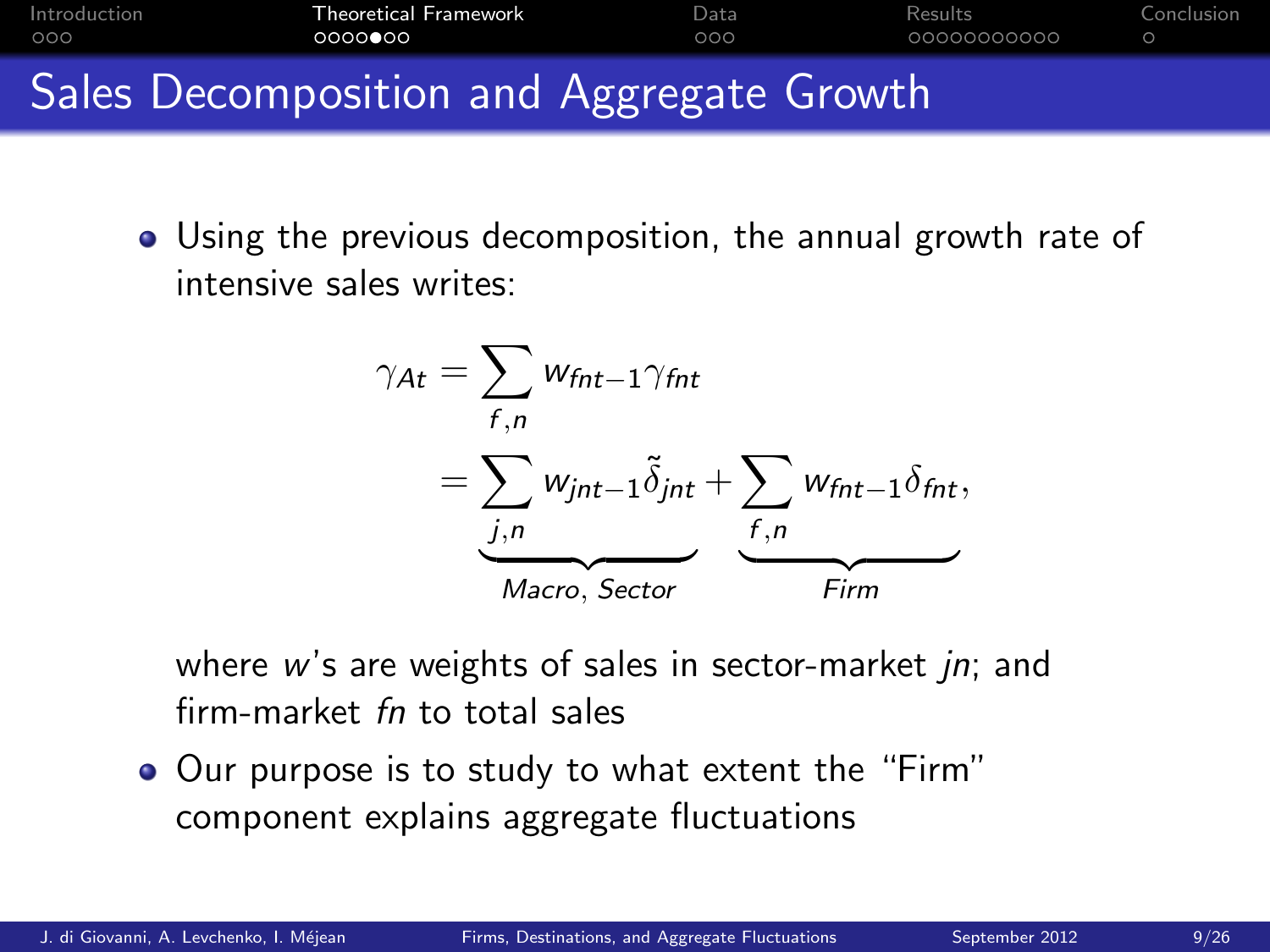# Sales Decomposition and Aggregate Growth

- Using the previous decomposition, the annual growth rate of intensive sales writes:

$$\gamma_{At} = \sum_{f,n} w_{fnt-1}\gamma_{fnt}$$

$$= \underbrace{\sum_{j,n} w_{jnt-1}\tilde{\delta}_{jnt}}_{Macro,\ Sector} + \underbrace{\sum_{f,n} w_{fnt-1}\delta_{fnt}}_{Firm},$$

  where $w$'s are weights of sales in sector-market $jn$; and firm-market $fn$ to total sales

- Our purpose is to study to what extent the "Firm" component explains aggregate fluctuations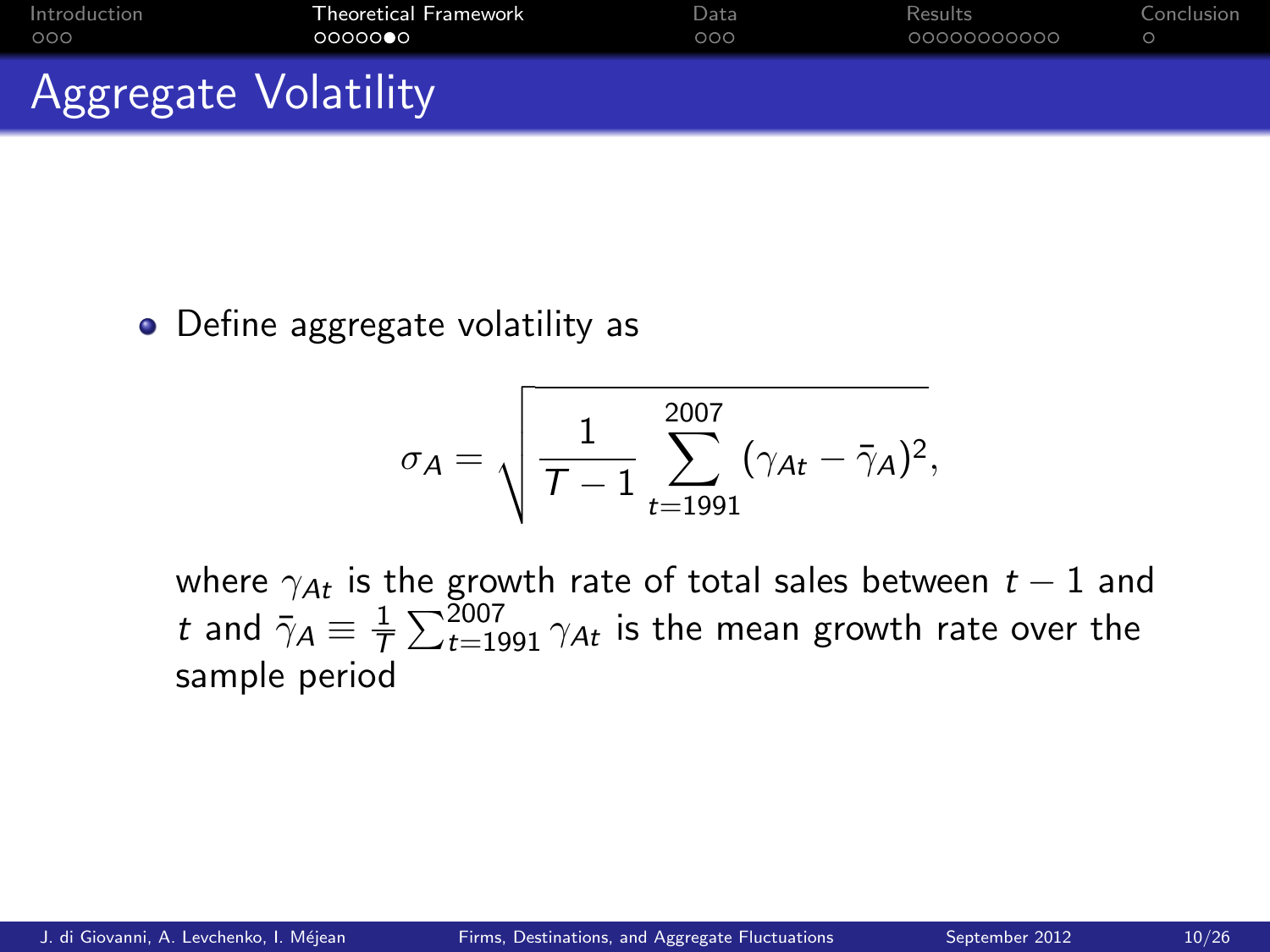# Aggregate Volatility

- Define aggregate volatility as

$$\sigma_A = \sqrt{\frac{1}{T-1} \sum_{t=1991}^{2007} (\gamma_{At} - \bar{\gamma}_A)^2},$$

where $\gamma_{At}$ is the growth rate of total sales between $t-1$ and $t$ and $\bar{\gamma}_A \equiv \frac{1}{T} \sum_{t=1991}^{2007} \gamma_{At}$ is the mean growth rate over the sample period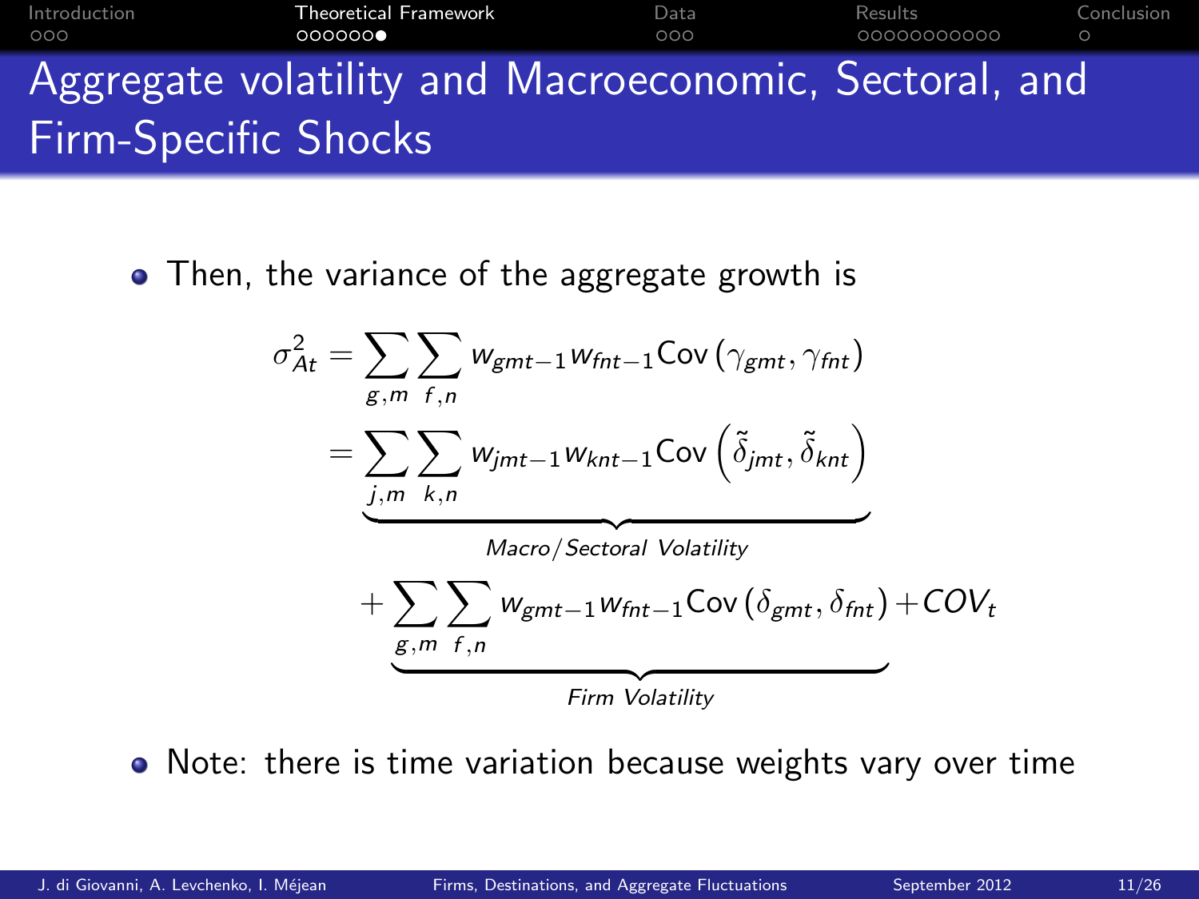## Aggregate volatility and Macroeconomic, Sectoral, and Firm-Specific Shocks

- Then, the variance of the aggregate growth is

$$
\begin{aligned}
\sigma^2_{At} &= \sum_{g,m}\sum_{f,n} w_{gmt-1} w_{fnt-1} \text{Cov}\left(\gamma_{gmt}, \gamma_{fnt}\right) \\
&= \underbrace{\sum_{j,m}\sum_{k,n} w_{jmt-1} w_{knt-1} \text{Cov}\left(\tilde{\delta}_{jmt}, \tilde{\delta}_{knt}\right)}_{Macro/Sectoral\ Volatility} \\
&\quad + \underbrace{\sum_{g,m}\sum_{f,n} w_{gmt-1} w_{fnt-1} \text{Cov}\left(\delta_{gmt}, \delta_{fnt}\right)}_{Firm\ Volatility} + COV_t
\end{aligned}
$$

- Note: there is time variation because weights vary over time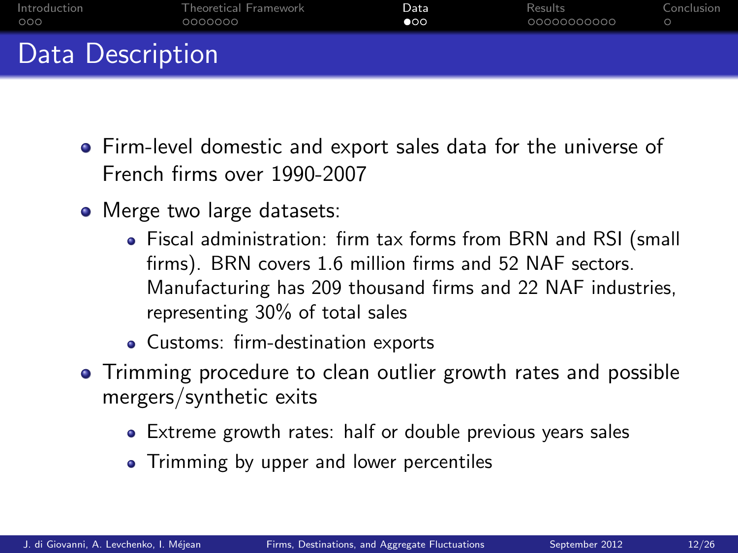# Data Description

- Firm-level domestic and export sales data for the universe of French firms over 1990-2007
- Merge two large datasets:
  - Fiscal administration: firm tax forms from BRN and RSI (small firms). BRN covers 1.6 million firms and 52 NAF sectors. Manufacturing has 209 thousand firms and 22 NAF industries, representing 30% of total sales
  - Customs: firm-destination exports
- Trimming procedure to clean outlier growth rates and possible mergers/synthetic exits
  - Extreme growth rates: half or double previous years sales
  - Trimming by upper and lower percentiles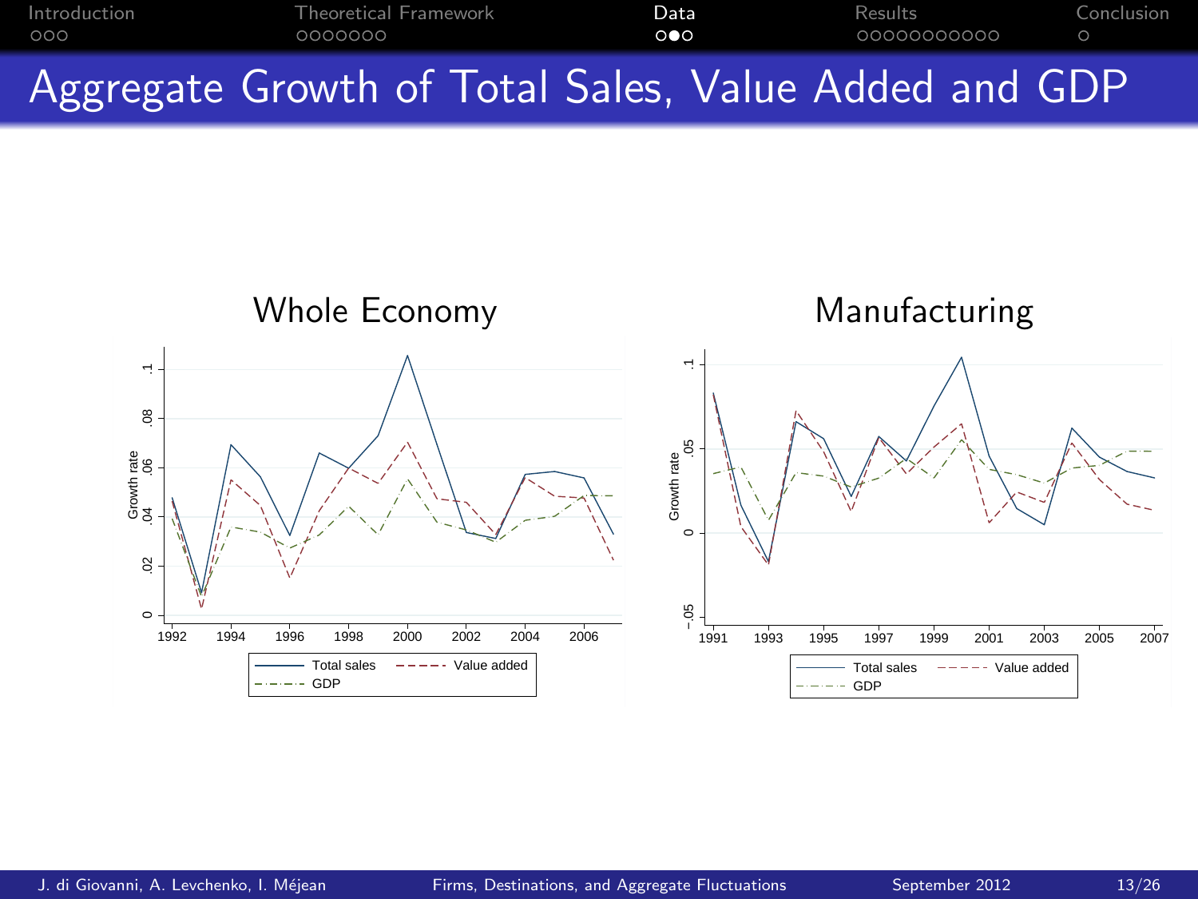# Aggregate Growth of Total Sales, Value Added and GDP

## Whole Economy

Growth rate

Total sales | Value added | GDP

## Manufacturing

Growth rate

Total sales | Value added | GDP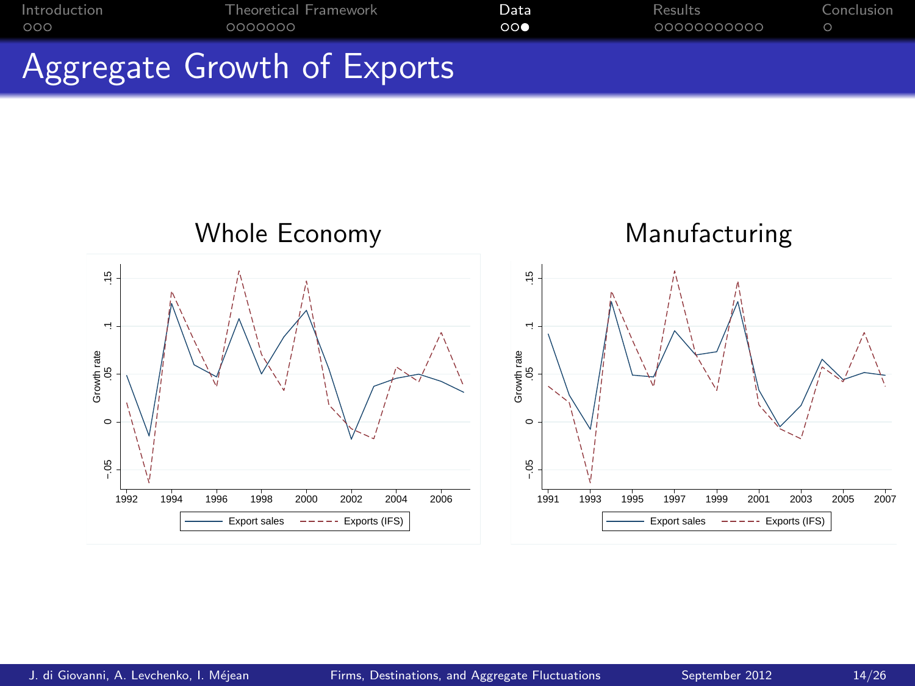# Aggregate Growth of Exports

## Whole Economy

Growth rate

.15

.1

.05

0

-.05

1992 1994 1996 1998 2000 2002 2004 2006

Export sales Exports (IFS)

## Manufacturing

Growth rate

.15

.1

.05

0

-.05

1991 1993 1995 1997 1999 2001 2003 2005 2007

Export sales Exports (IFS)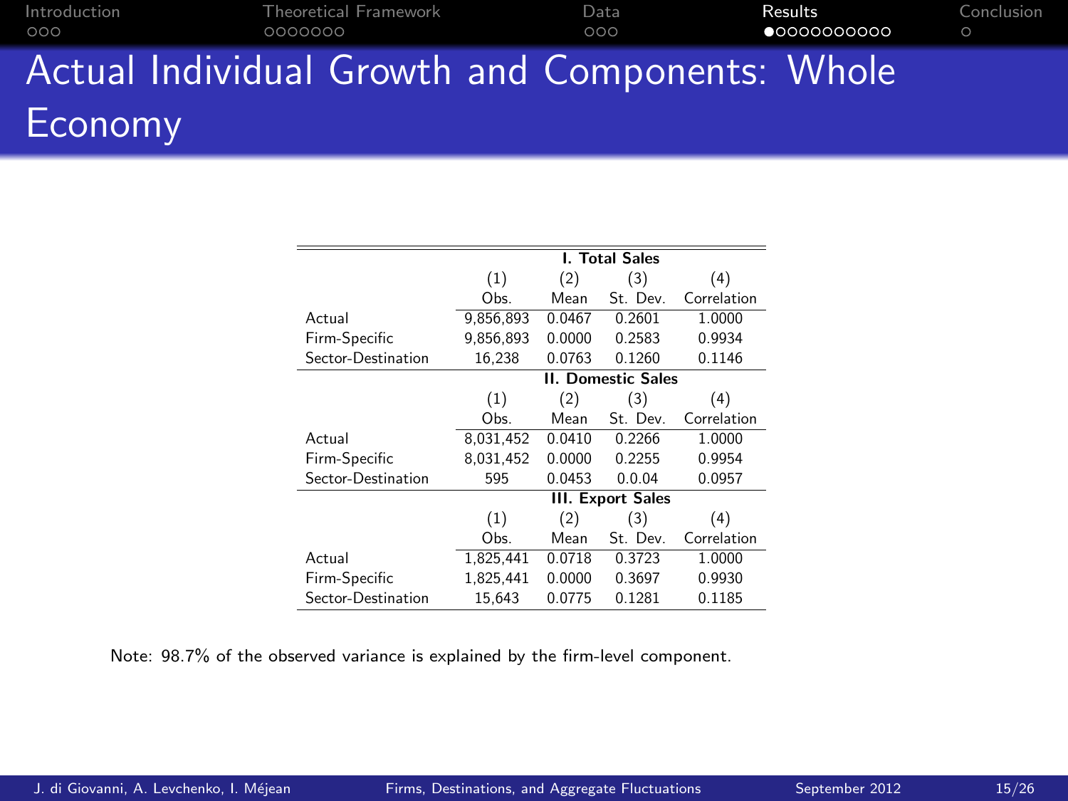# Actual Individual Growth and Components: Whole Economy

| | I. Total Sales | | | |
|---|---|---|---|---|
| | (1) | (2) | (3) | (4) |
| | Obs. | Mean | St. Dev. | Correlation |
| Actual | 9,856,893 | 0.0467 | 0.2601 | 1.0000 |
| Firm-Specific | 9,856,893 | 0.0000 | 0.2583 | 0.9934 |
| Sector-Destination | 16,238 | 0.0763 | 0.1260 | 0.1146 |
| | **II. Domestic Sales** | | | |
| | (1) | (2) | (3) | (4) |
| | Obs. | Mean | St. Dev. | Correlation |
| Actual | 8,031,452 | 0.0410 | 0.2266 | 1.0000 |
| Firm-Specific | 8,031,452 | 0.0000 | 0.2255 | 0.9954 |
| Sector-Destination | 595 | 0.0453 | 0.0.04 | 0.0957 |
| | **III. Export Sales** | | | |
| | (1) | (2) | (3) | (4) |
| | Obs. | Mean | St. Dev. | Correlation |
| Actual | 1,825,441 | 0.0718 | 0.3723 | 1.0000 |
| Firm-Specific | 1,825,441 | 0.0000 | 0.3697 | 0.9930 |
| Sector-Destination | 15,643 | 0.0775 | 0.1281 | 0.1185 |

Note: 98.7% of the observed variance is explained by the firm-level component.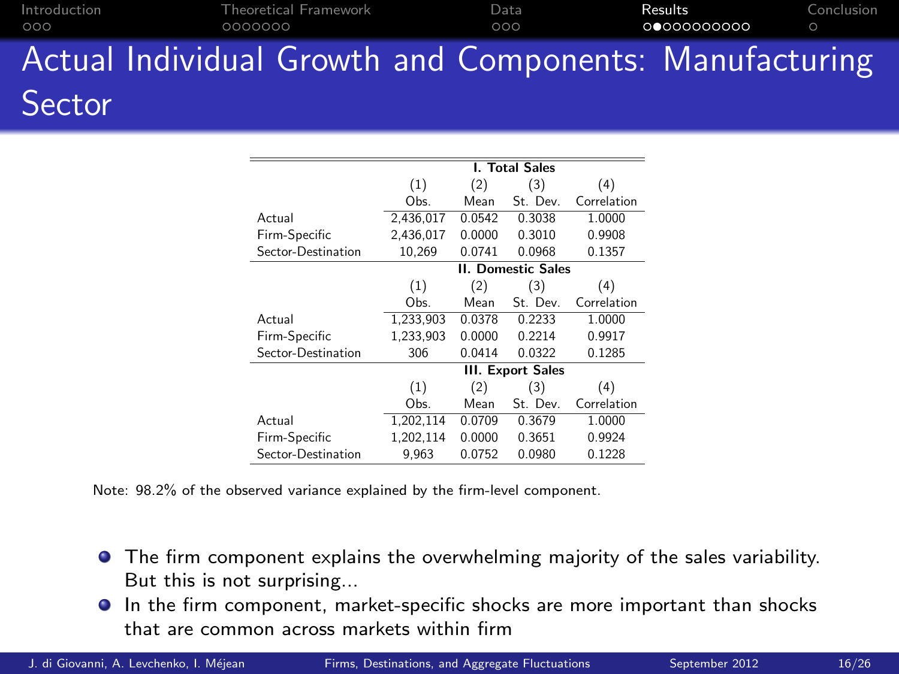# Actual Individual Growth and Components: Manufacturing Sector

| | **I. Total Sales** | | | |
|---|---|---|---|---|
| | (1) | (2) | (3) | (4) |
| | Obs. | Mean | St. Dev. | Correlation |
| Actual | 2,436,017 | 0.0542 | 0.3038 | 1.0000 |
| Firm-Specific | 2,436,017 | 0.0000 | 0.3010 | 0.9908 |
| Sector-Destination | 10,269 | 0.0741 | 0.0968 | 0.1357 |
| | **II. Domestic Sales** | | | |
| | (1) | (2) | (3) | (4) |
| | Obs. | Mean | St. Dev. | Correlation |
| Actual | 1,233,903 | 0.0378 | 0.2233 | 1.0000 |
| Firm-Specific | 1,233,903 | 0.0000 | 0.2214 | 0.9917 |
| Sector-Destination | 306 | 0.0414 | 0.0322 | 0.1285 |
| | **III. Export Sales** | | | |
| | (1) | (2) | (3) | (4) |
| | Obs. | Mean | St. Dev. | Correlation |
| Actual | 1,202,114 | 0.0709 | 0.3679 | 1.0000 |
| Firm-Specific | 1,202,114 | 0.0000 | 0.3651 | 0.9924 |
| Sector-Destination | 9,963 | 0.0752 | 0.0980 | 0.1228 |

Note: 98.2% of the observed variance explained by the firm-level component.

- The firm component explains the overwhelming majority of the sales variability. But this is not surprising...
- In the firm component, market-specific shocks are more important than shocks that are common across markets within firm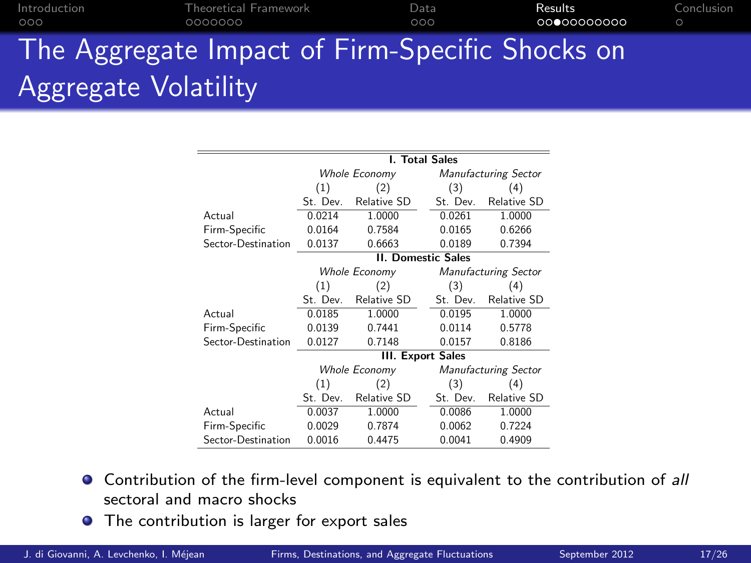# The Aggregate Impact of Firm-Specific Shocks on Aggregate Volatility

| | **I. Total Sales** | | | |
|---|---|---|---|---|
| | *Whole Economy* | | *Manufacturing Sector* | |
| | (1) | (2) | (3) | (4) |
| | St. Dev. | Relative SD | St. Dev. | Relative SD |
| Actual | 0.0214 | 1.0000 | 0.0261 | 1.0000 |
| Firm-Specific | 0.0164 | 0.7584 | 0.0165 | 0.6266 |
| Sector-Destination | 0.0137 | 0.6663 | 0.0189 | 0.7394 |
| | **II. Domestic Sales** | | | |
| | *Whole Economy* | | *Manufacturing Sector* | |
| | (1) | (2) | (3) | (4) |
| | St. Dev. | Relative SD | St. Dev. | Relative SD |
| Actual | 0.0185 | 1.0000 | 0.0195 | 1.0000 |
| Firm-Specific | 0.0139 | 0.7441 | 0.0114 | 0.5778 |
| Sector-Destination | 0.0127 | 0.7148 | 0.0157 | 0.8186 |
| | **III. Export Sales** | | | |
| | *Whole Economy* | | *Manufacturing Sector* | |
| | (1) | (2) | (3) | (4) |
| | St. Dev. | Relative SD | St. Dev. | Relative SD |
| Actual | 0.0037 | 1.0000 | 0.0086 | 1.0000 |
| Firm-Specific | 0.0029 | 0.7874 | 0.0062 | 0.7224 |
| Sector-Destination | 0.0016 | 0.4475 | 0.0041 | 0.4909 |

- Contribution of the firm-level component is equivalent to the contribution of *all* sectoral and macro shocks
- The contribution is larger for export sales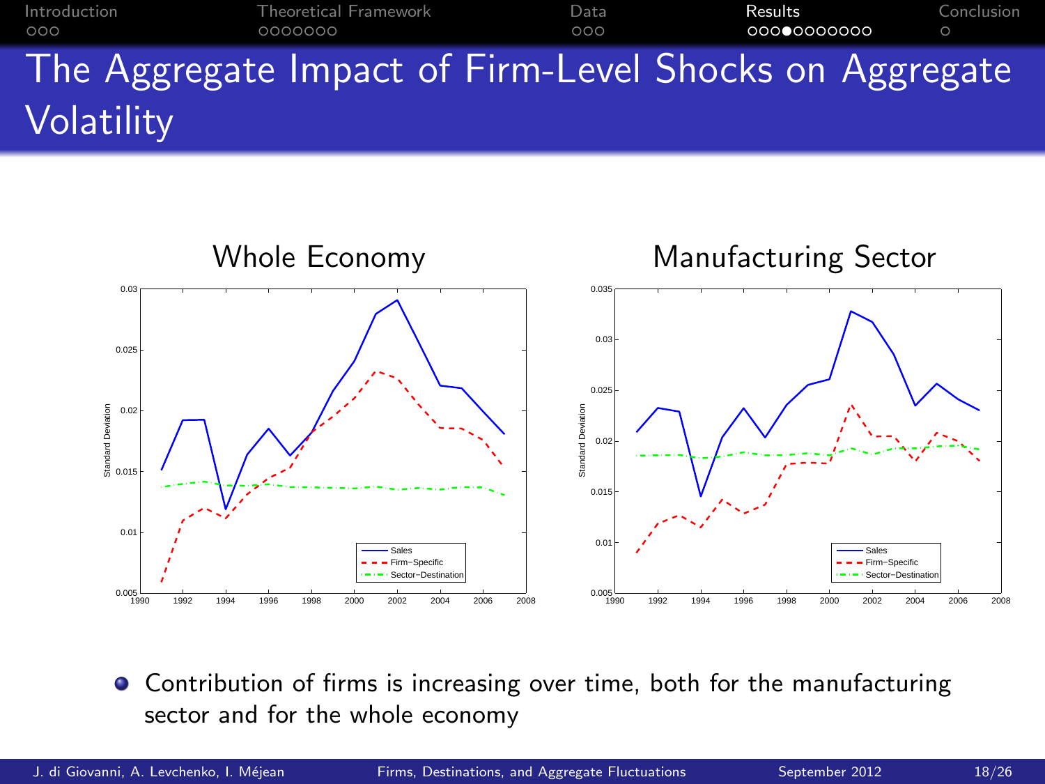# The Aggregate Impact of Firm-Level Shocks on Aggregate Volatility

Whole Economy

Manufacturing Sector

- Contribution of firms is increasing over time, both for the manufacturing sector and for the whole economy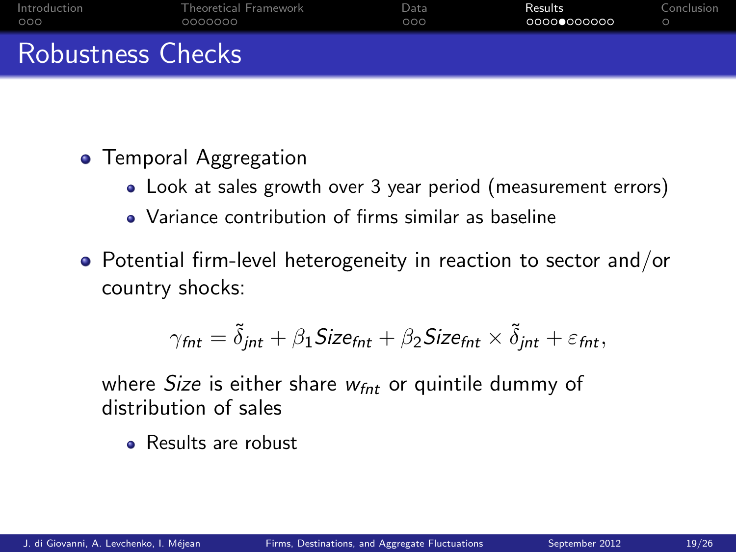# Robustness Checks

- Temporal Aggregation
  - Look at sales growth over 3 year period (measurement errors)
  - Variance contribution of firms similar as baseline
- Potential firm-level heterogeneity in reaction to sector and/or country shocks:

$$\gamma_{fnt} = \tilde{\delta}_{jnt} + \beta_1 Size_{fnt} + \beta_2 Size_{fnt} \times \tilde{\delta}_{jnt} + \varepsilon_{fnt},$$

  where *Size* is either share $w_{fnt}$ or quintile dummy of distribution of sales

  - Results are robust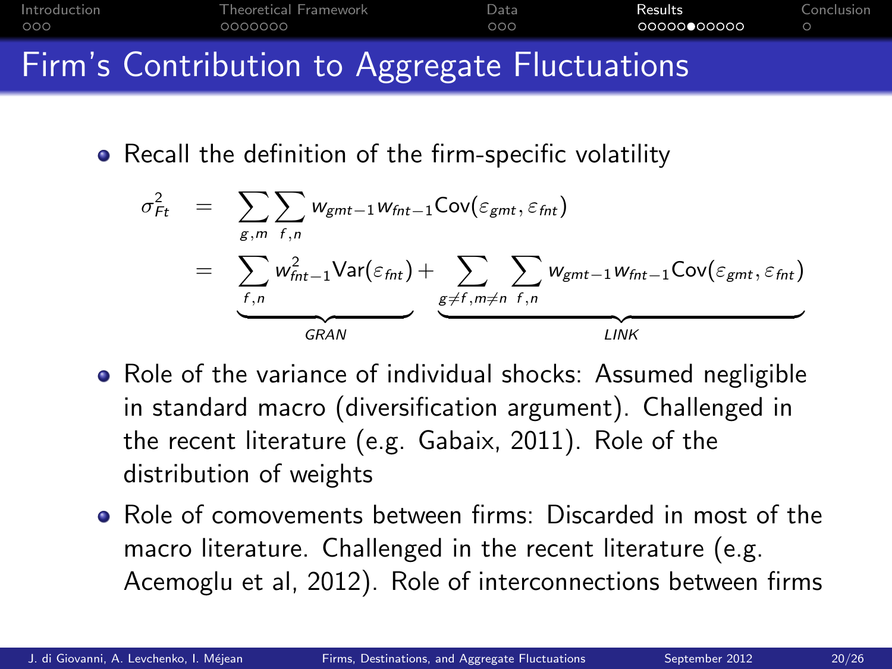# Firm's Contribution to Aggregate Fluctuations

- Recall the definition of the firm-specific volatility

$$
\begin{aligned}
\sigma^2_{Ft} &= \sum_{g,m} \sum_{f,n} w_{gmt-1} w_{fnt-1} \text{Cov}(\varepsilon_{gmt}, \varepsilon_{fnt}) \\
&= \underbrace{\sum_{f,n} w^2_{fnt-1} \text{Var}(\varepsilon_{fnt})}_{GRAN} + \underbrace{\sum_{g \neq f, m \neq n} \sum_{f,n} w_{gmt-1} w_{fnt-1} \text{Cov}(\varepsilon_{gmt}, \varepsilon_{fnt})}_{LINK}
\end{aligned}
$$

- Role of the variance of individual shocks: Assumed negligible in standard macro (diversification argument). Challenged in the recent literature (e.g. Gabaix, 2011). Role of the distribution of weights
- Role of comovements between firms: Discarded in most of the macro literature. Challenged in the recent literature (e.g. Acemoglu et al, 2012). Role of interconnections between firms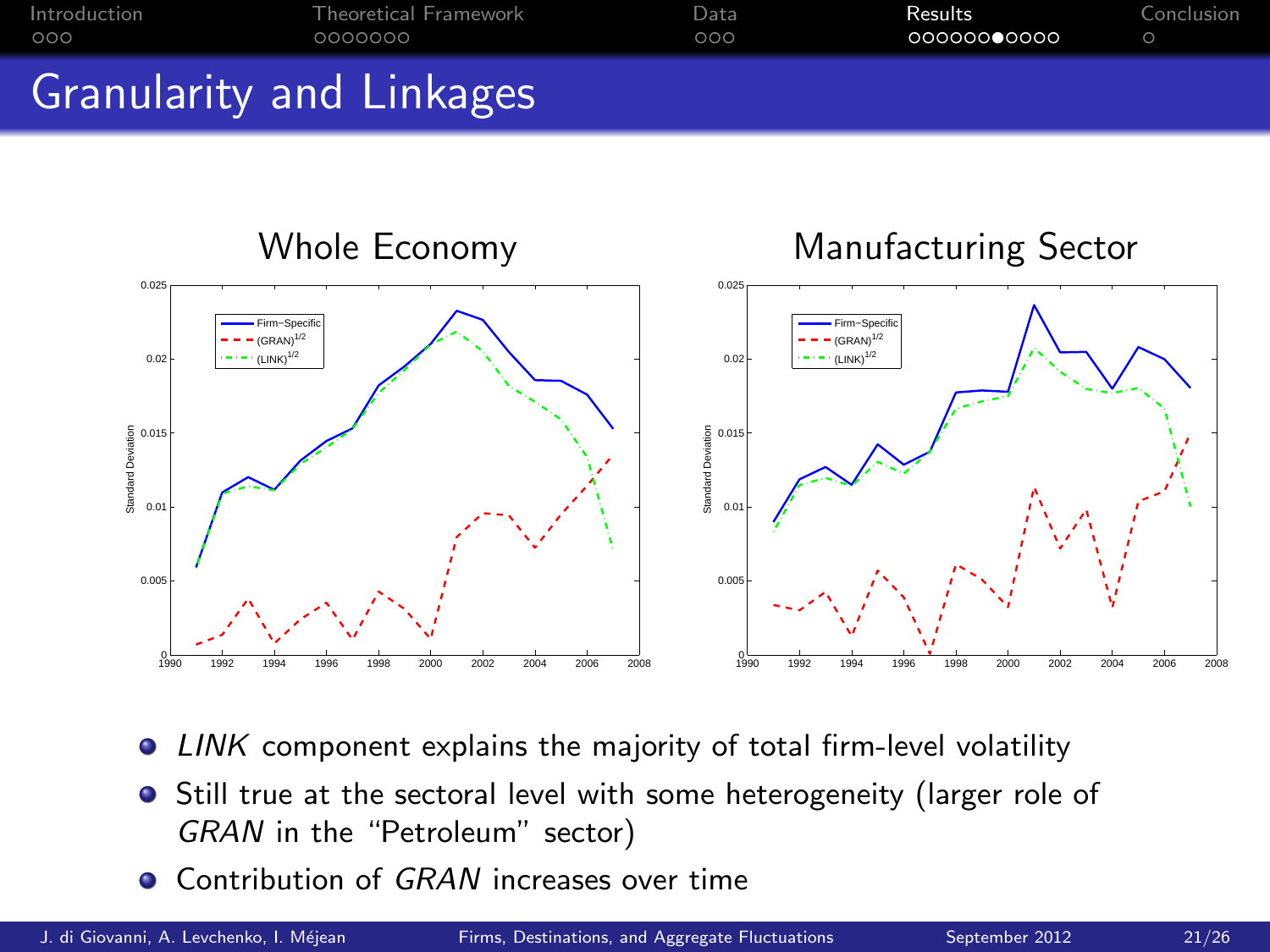# Granularity and Linkages

Whole Economy

Manufacturing Sector

- *LINK* component explains the majority of total firm-level volatility
- Still true at the sectoral level with some heterogeneity (larger role of *GRAN* in the "Petroleum" sector)
- Contribution of *GRAN* increases over time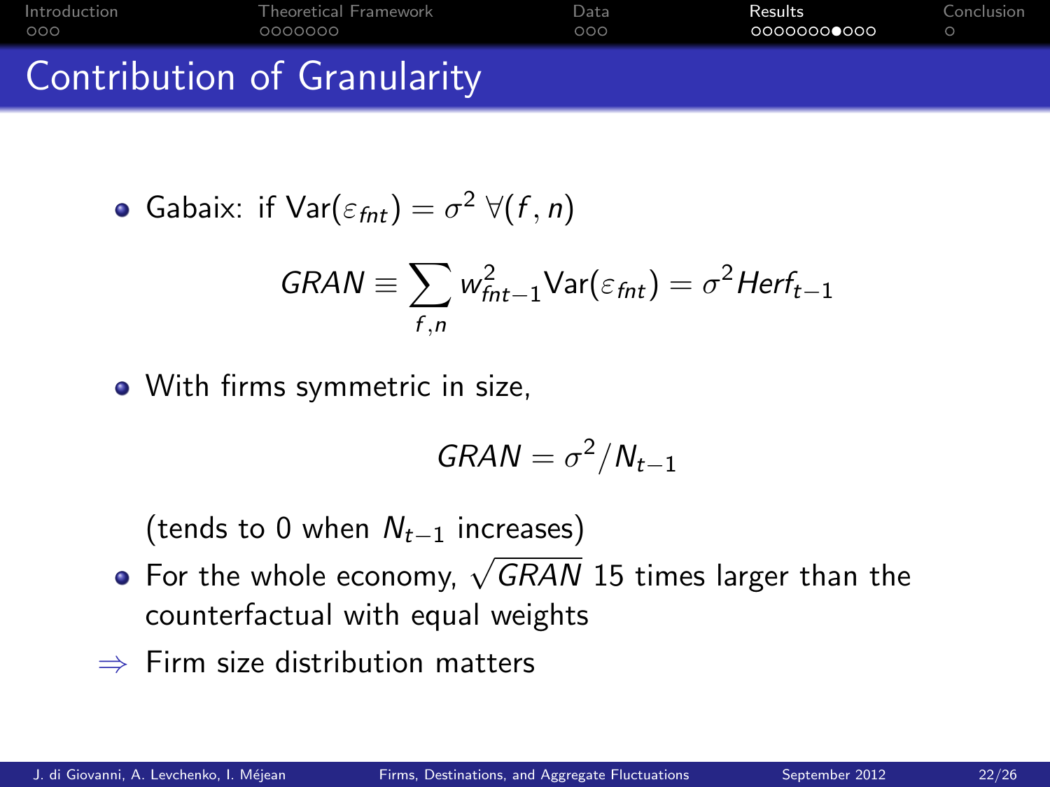# Contribution of Granularity

- Gabaix: if $\text{Var}(\varepsilon_{fnt}) = \sigma^2 \ \forall (f, n)$

$$GRAN \equiv \sum_{f,n} w_{fnt-1}^2 \text{Var}(\varepsilon_{fnt}) = \sigma^2 Herf_{t-1}$$

- With firms symmetric in size,

$$GRAN = \sigma^2 / N_{t-1}$$

  (tends to 0 when $N_{t-1}$ increases)

- For the whole economy, $\sqrt{GRAN}$ 15 times larger than the counterfactual with equal weights

$\Rightarrow$ Firm size distribution matters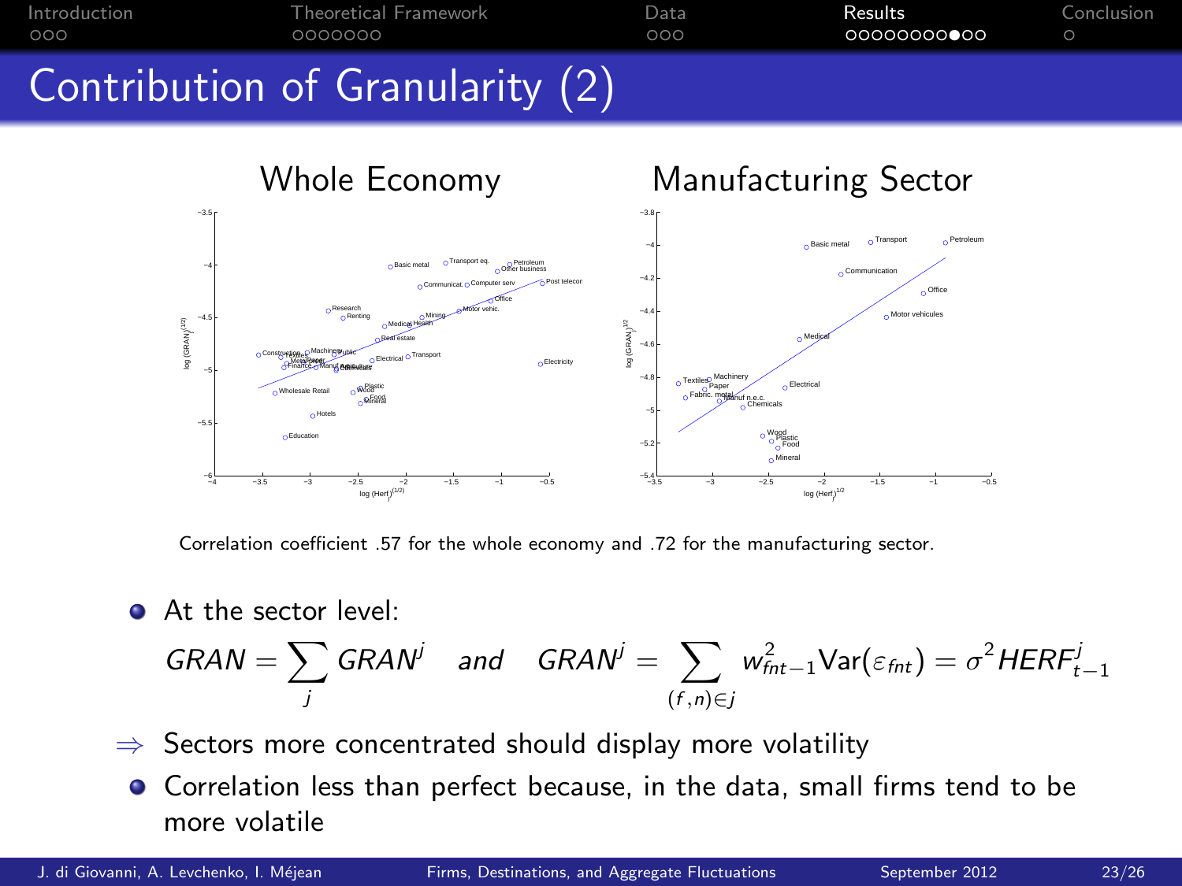# Contribution of Granularity (2)

### Whole Economy

### Manufacturing Sector

Correlation coefficient .57 for the whole economy and .72 for the manufacturing sector.

- At the sector level:

$$GRAN = \sum_j GRAN^j \quad and \quad GRAN^j = \sum_{(f,n) \in j} w_{fnt-1}^2 \text{Var}(\varepsilon_{fnt}) = \sigma^2 HERF_{t-1}^j$$

$\Rightarrow$ Sectors more concentrated should display more volatility

- Correlation less than perfect because, in the data, small firms tend to be more volatile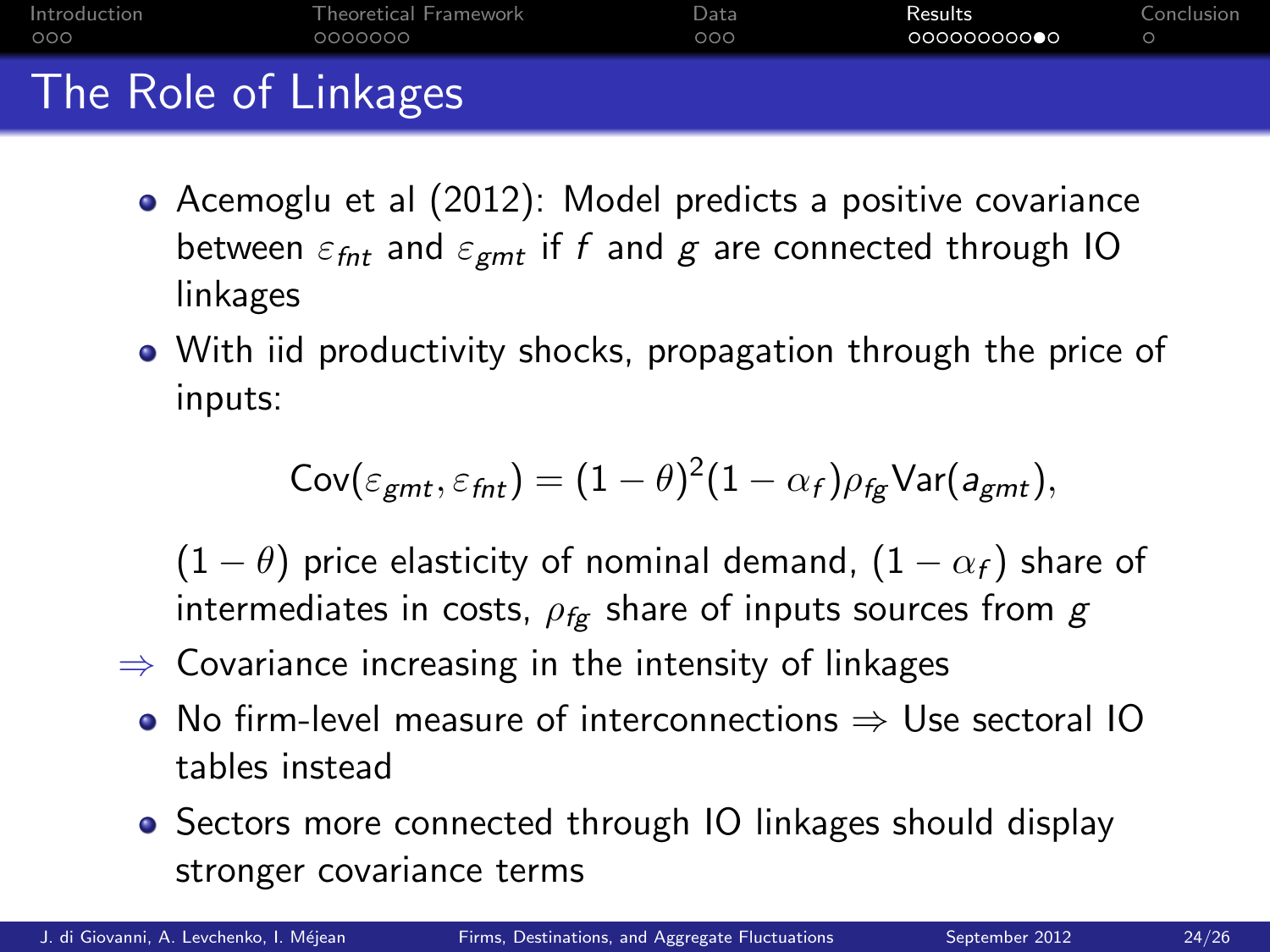# The Role of Linkages

- Acemoglu et al (2012): Model predicts a positive covariance between $\varepsilon_{fnt}$ and $\varepsilon_{gmt}$ if $f$ and $g$ are connected through IO linkages
- With iid productivity shocks, propagation through the price of inputs:

$$\text{Cov}(\varepsilon_{gmt}, \varepsilon_{fnt}) = (1-\theta)^2(1-\alpha_f)\rho_{fg}\text{Var}(a_{gmt}),$$

  $(1-\theta)$ price elasticity of nominal demand, $(1-\alpha_f)$ share of intermediates in costs, $\rho_{fg}$ share of inputs sources from $g$

$\Rightarrow$ Covariance increasing in the intensity of linkages

- No firm-level measure of interconnections $\Rightarrow$ Use sectoral IO tables instead
- Sectors more connected through IO linkages should display stronger covariance terms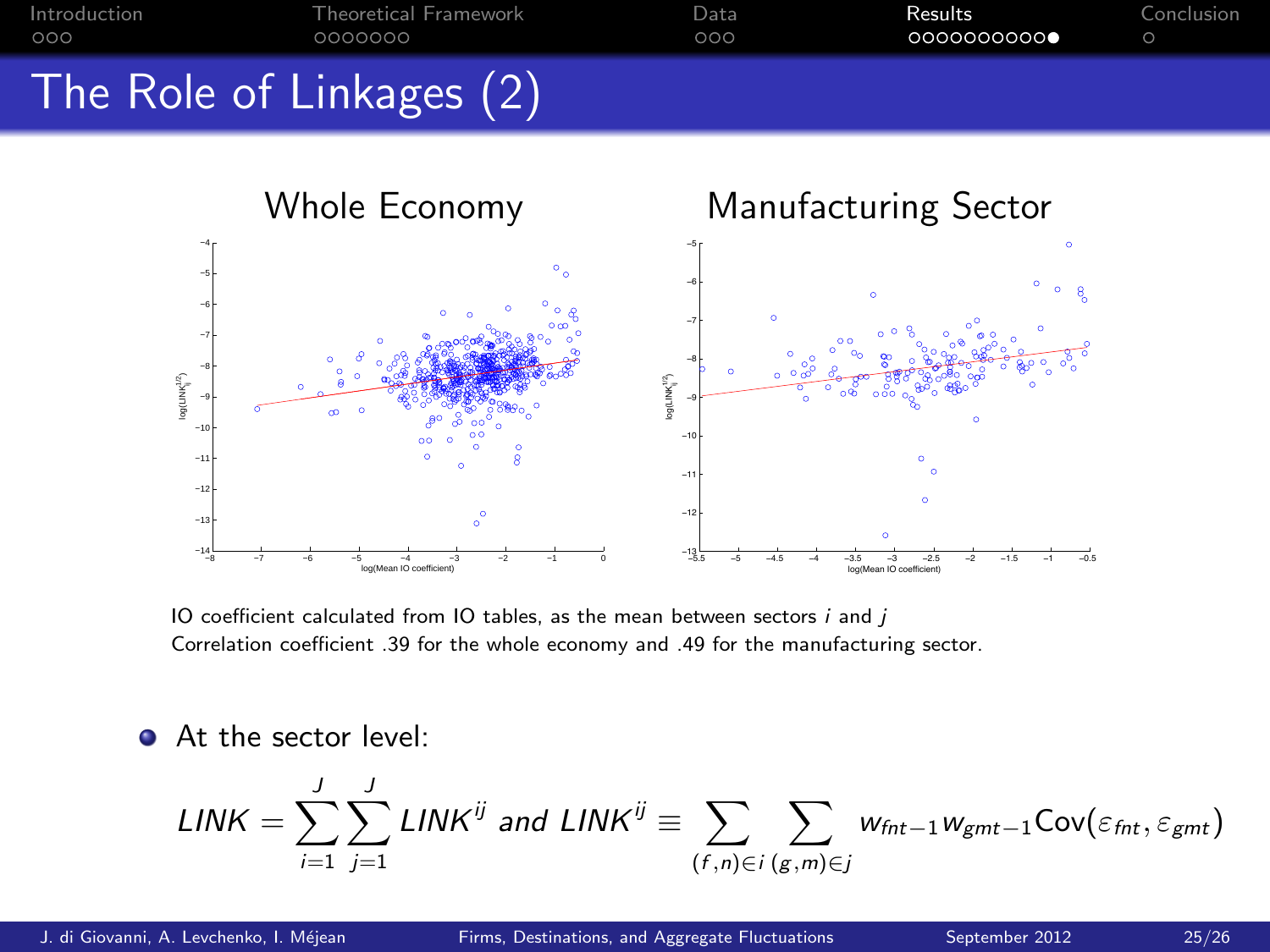# The Role of Linkages (2)

IO coefficient calculated from IO tables, as the mean between sectors $i$ and $j$
Correlation coefficient .39 for the whole economy and .49 for the manufacturing sector.

- At the sector level:

$$LINK = \sum_{i=1}^{J} \sum_{j=1}^{J} LINK^{ij} \text{ and } LINK^{ij} \equiv \sum_{(f,n)\in i} \sum_{(g,m)\in j} w_{fnt-1} w_{gmt-1} \text{Cov}(\varepsilon_{fnt}, \varepsilon_{gmt})$$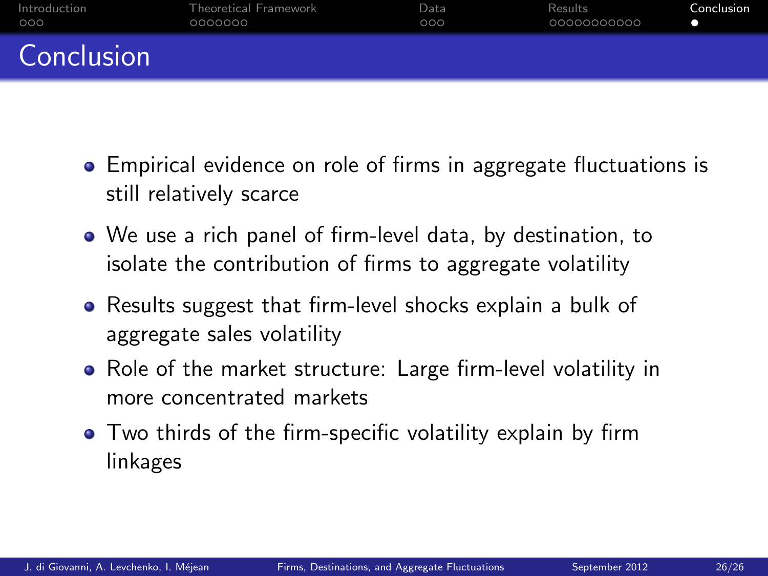# Conclusion

- Empirical evidence on role of firms in aggregate fluctuations is still relatively scarce
- We use a rich panel of firm-level data, by destination, to isolate the contribution of firms to aggregate volatility
- Results suggest that firm-level shocks explain a bulk of aggregate sales volatility
- Role of the market structure: Large firm-level volatility in more concentrated markets
- Two thirds of the firm-specific volatility explain by firm linkages